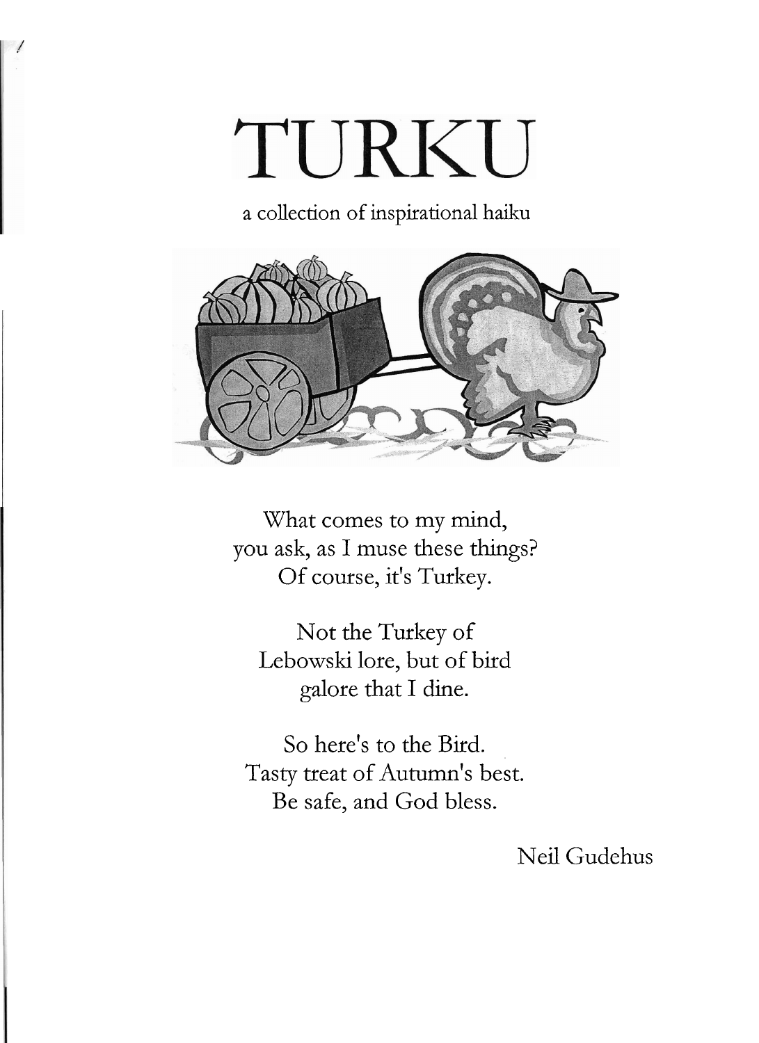# TURKU

a collection of inspirational haiku

What comes to my mind,
you ask, as I muse these things?
Of course, it's Turkey.

Not the Turkey of
Lebowski lore, but of bird
galore that I dine.

So here's to the Bird.
Tasty treat of Autumn's best.
Be safe, and God bless.

Neil Gudehus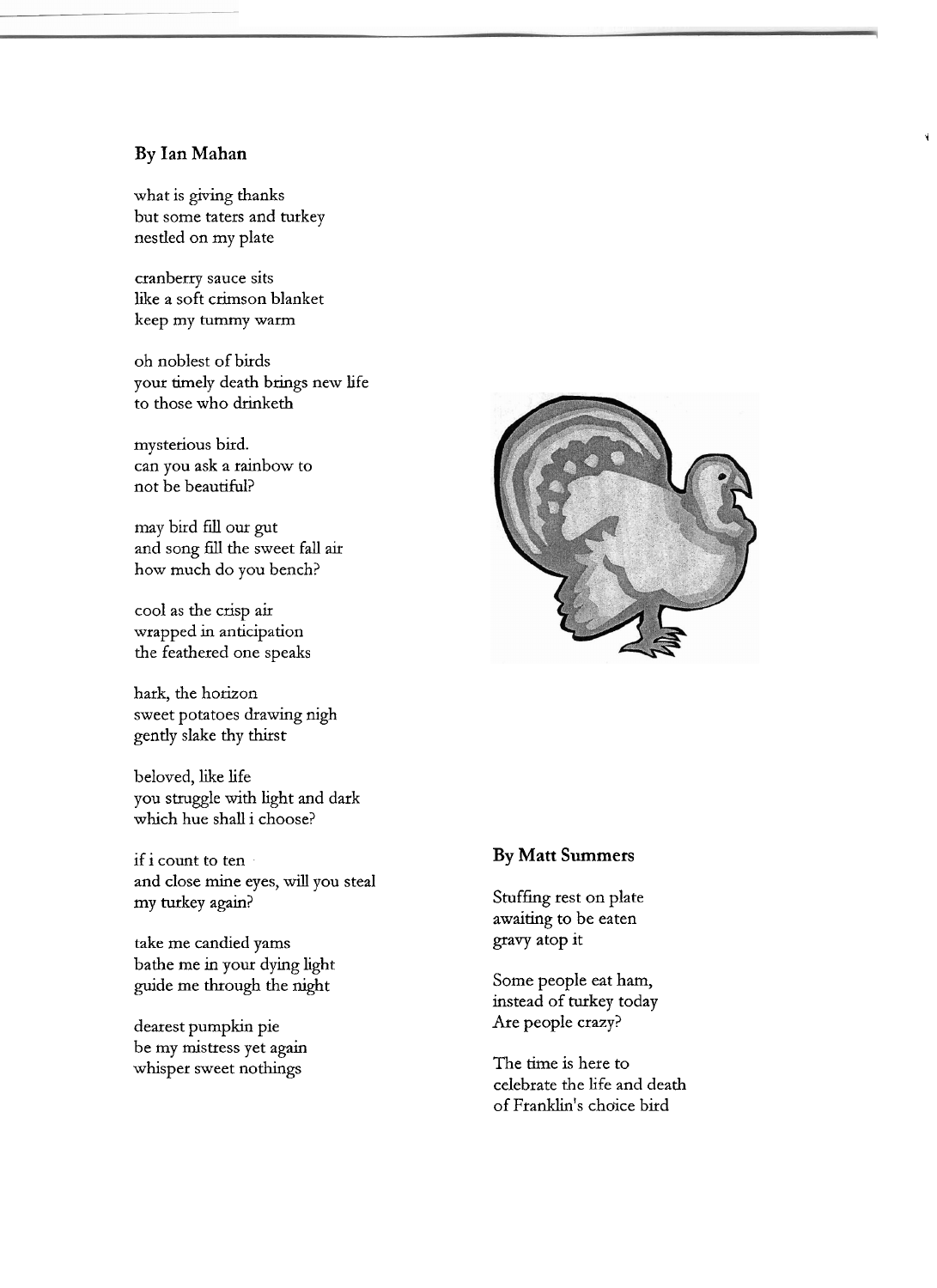### By Ian Mahan

what is giving thanks
but some taters and turkey
nestled on my plate

cranberry sauce sits
like a soft crimson blanket
keep my tummy warm

oh noblest of birds
your timely death brings new life
to those who drinketh

mysterious bird.
can you ask a rainbow to
not be beautiful?

may bird fill our gut
and song fill the sweet fall air
how much do you bench?

cool as the crisp air
wrapped in anticipation
the feathered one speaks

hark, the horizon
sweet potatoes drawing nigh
gently slake thy thirst

beloved, like life
you struggle with light and dark
which hue shall i choose?

if i count to ten
and close mine eyes, will you steal
my turkey again?

take me candied yams
bathe me in your dying light
guide me through the night

dearest pumpkin pie
be my mistress yet again
whisper sweet nothings

### By Matt Summers

Stuffing rest on plate
awaiting to be eaten
gravy atop it

Some people eat ham,
instead of turkey today
Are people crazy?

The time is here to
celebrate the life and death
of Franklin's choice bird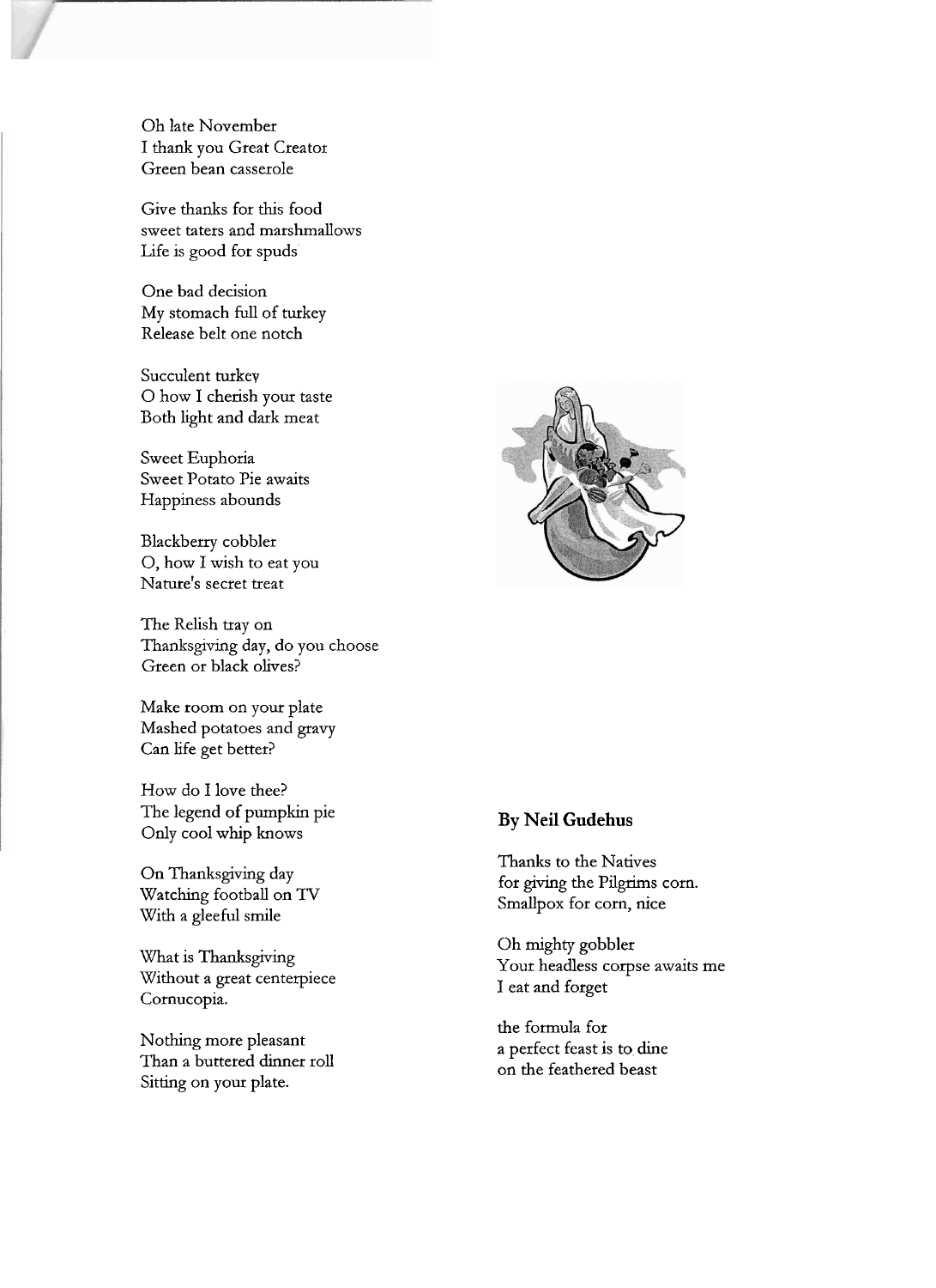Oh late November
I thank you Great Creator
Green bean casserole

Give thanks for this food
sweet taters and marshmallows
Life is good for spuds

One bad decision
My stomach full of turkey
Release belt one notch

Succulent turkey
O how I cherish your taste
Both light and dark meat

Sweet Euphoria
Sweet Potato Pie awaits
Happiness abounds

Blackberry cobbler
O, how I wish to eat you
Nature's secret treat

The Relish tray on
Thanksgiving day, do you choose
Green or black olives?

Make room on your plate
Mashed potatoes and gravy
Can life get better?

How do I love thee?
The legend of pumpkin pie
Only cool whip knows

On Thanksgiving day
Watching football on TV
With a gleeful smile

What is Thanksgiving
Without a great centerpiece
Cornucopia.

Nothing more pleasant
Than a buttered dinner roll
Sitting on your plate.

**By Neil Gudehus**

Thanks to the Natives
for giving the Pilgrims corn.
Smallpox for corn, nice

Oh mighty gobbler
Your headless corpse awaits me
I eat and forget

the formula for
a perfect feast is to dine
on the feathered beast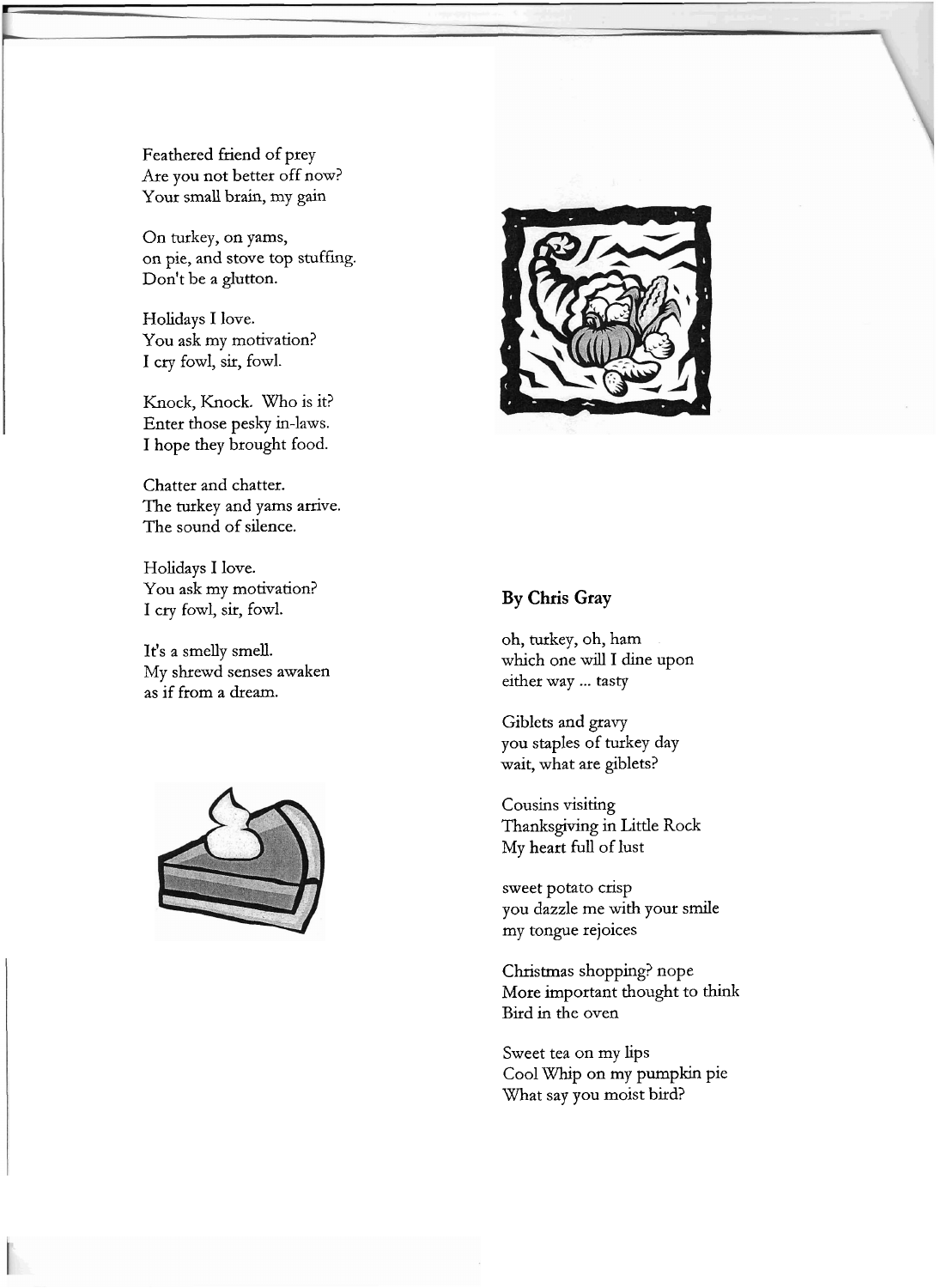Feathered friend of prey
Are you not better off now?
Your small brain, my gain

On turkey, on yams,
on pie, and stove top stuffing.
Don't be a glutton.

Holidays I love.
You ask my motivation?
I cry fowl, sir, fowl.

Knock, Knock. Who is it?
Enter those pesky in-laws.
I hope they brought food.

Chatter and chatter.
The turkey and yams arrive.
The sound of silence.

Holidays I love.
You ask my motivation?
I cry fowl, sir, fowl.

It's a smelly smell.
My shrewd senses awaken
as if from a dream.

**By Chris Gray**

oh, turkey, oh, ham
which one will I dine upon
either way ... tasty

Giblets and gravy
you staples of turkey day
wait, what are giblets?

Cousins visiting
Thanksgiving in Little Rock
My heart full of lust

sweet potato crisp
you dazzle me with your smile
my tongue rejoices

Christmas shopping? nope
More important thought to think
Bird in the oven

Sweet tea on my lips
Cool Whip on my pumpkin pie
What say you moist bird?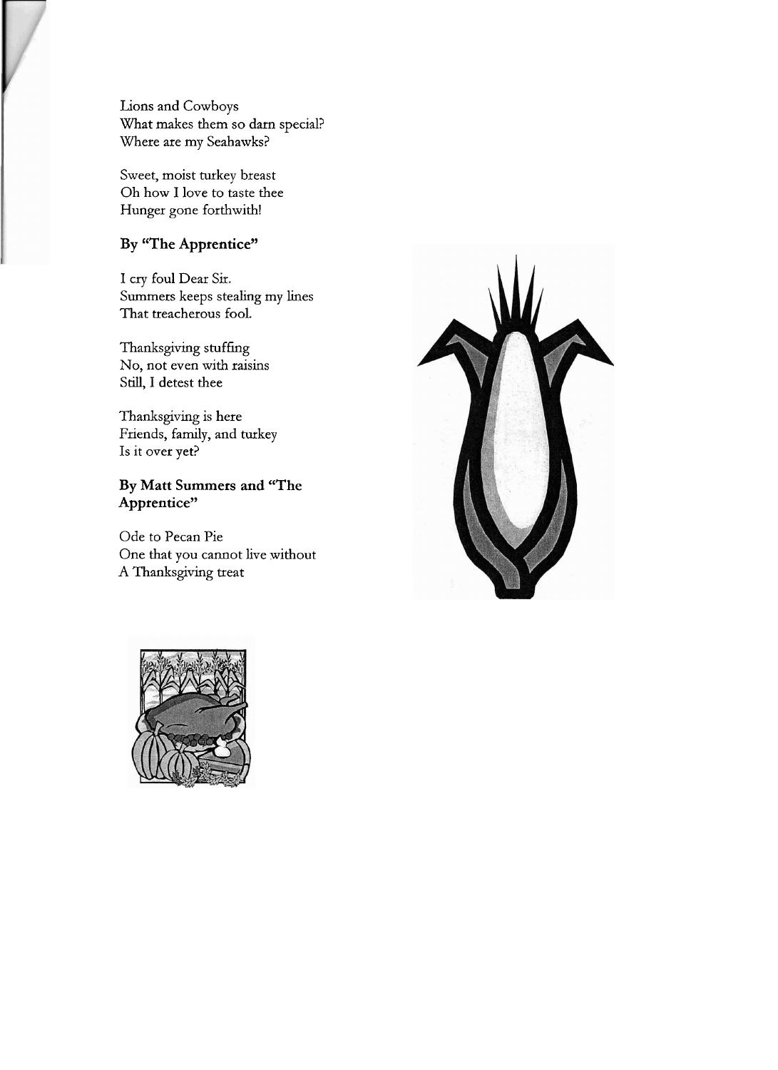Lions and Cowboys
What makes them so darn special?
Where are my Seahawks?

Sweet, moist turkey breast
Oh how I love to taste thee
Hunger gone forthwith!

**By "The Apprentice"**

I cry foul Dear Sir.
Summers keeps stealing my lines
That treacherous fool.

Thanksgiving stuffing
No, not even with raisins
Still, I detest thee

Thanksgiving is here
Friends, family, and turkey
Is it over yet?

**By Matt Summers and "The Apprentice"**

Ode to Pecan Pie
One that you cannot live without
A Thanksgiving treat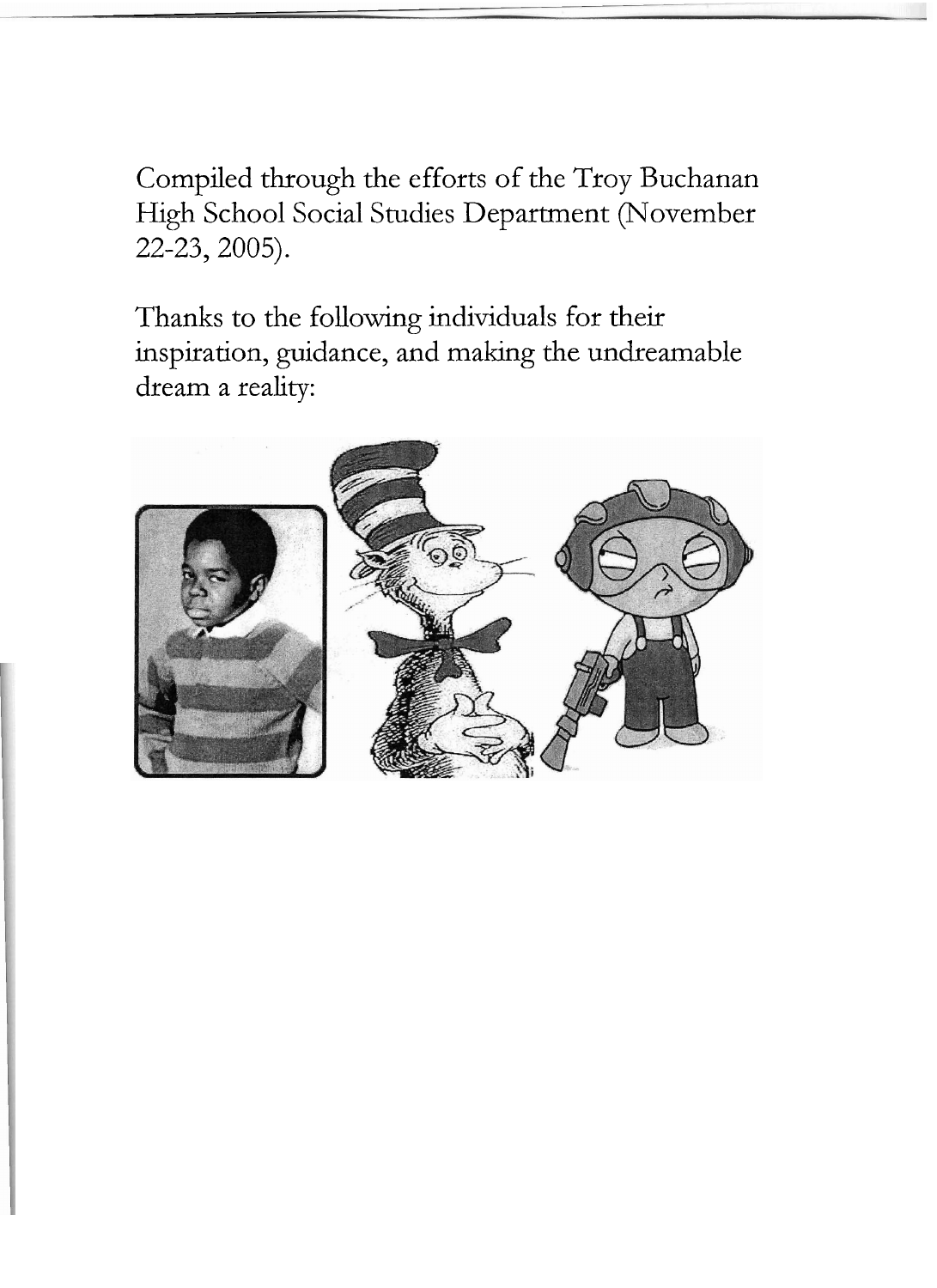Compiled through the efforts of the Troy Buchanan High School Social Studies Department (November 22-23, 2005).

Thanks to the following individuals for their inspiration, guidance, and making the undreamable dream a reality: